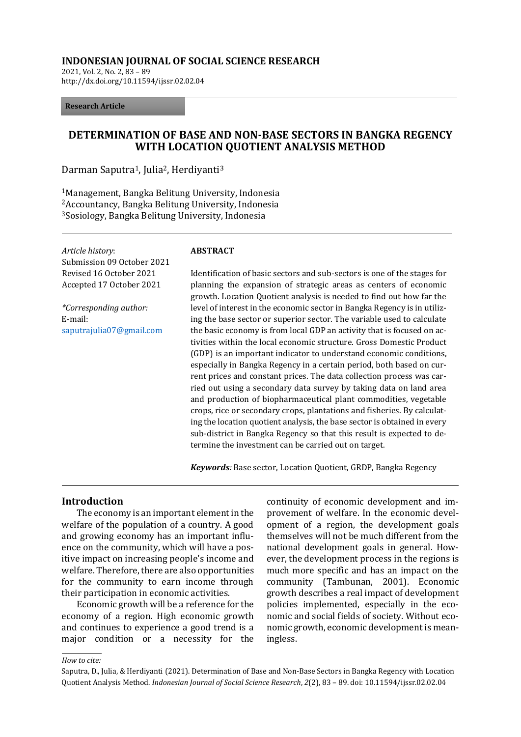**INDONESIAN JOURNAL OF SOCIAL SCIENCE RESEARCH**
2021, Vol. 2, No. 2, 83 – 89
http://dx.doi.org/10.11594/ijssr.02.02.04

**Research Article**

# DETERMINATION OF BASE AND NON-BASE SECTORS IN BANGKA REGENCY WITH LOCATION QUOTIENT ANALYSIS METHOD

Darman Saputra[1], Julia[2], Herdiyanti[3]

[1]Management, Bangka Belitung University, Indonesia
[2]Accountancy, Bangka Belitung University, Indonesia
[3]Sosiology, Bangka Belitung University, Indonesia

*Article history*:
Submission 09 October 2021
Revised 16 October 2021
Accepted 17 October 2021

*\*Corresponding author:*
E-mail:
saputrajulia07@gmail.com

**ABSTRACT**

Identification of basic sectors and sub-sectors is one of the stages for planning the expansion of strategic areas as centers of economic growth. Location Quotient analysis is needed to find out how far the level of interest in the economic sector in Bangka Regency is in utilizing the base sector or superior sector. The variable used to calculate the basic economy is from local GDP an activity that is focused on activities within the local economic structure. Gross Domestic Product (GDP) is an important indicator to understand economic conditions, especially in Bangka Regency in a certain period, both based on current prices and constant prices. The data collection process was carried out using a secondary data survey by taking data on land area and production of biopharmaceutical plant commodities, vegetable crops, rice or secondary crops, plantations and fisheries. By calculating the location quotient analysis, the base sector is obtained in every sub-district in Bangka Regency so that this result is expected to determine the investment can be carried out on target.

***Keywords****:* Base sector, Location Quotient, GRDP, Bangka Regency

## Introduction

The economy is an important element in the welfare of the population of a country. A good and growing economy has an important influence on the community, which will have a positive impact on increasing people's income and welfare. Therefore, there are also opportunities for the community to earn income through their participation in economic activities.

Economic growth will be a reference for the economy of a region. High economic growth and continues to experience a good trend is a major condition or a necessity for the continuity of economic development and improvement of welfare. In the economic development of a region, the development goals themselves will not be much different from the national development goals in general. However, the development process in the regions is much more specific and has an impact on the community (Tambunan, 2001). Economic growth describes a real impact of development policies implemented, especially in the economic and social fields of society. Without economic growth, economic development is meaningless.

*How to cite:*

Saputra, D., Julia, & Herdiyanti (2021). Determination of Base and Non-Base Sectors in Bangka Regency with Location Quotient Analysis Method. *Indonesian Journal of Social Science Research*, *2*(2), 83 – 89. doi: 10.11594/ijssr.02.02.04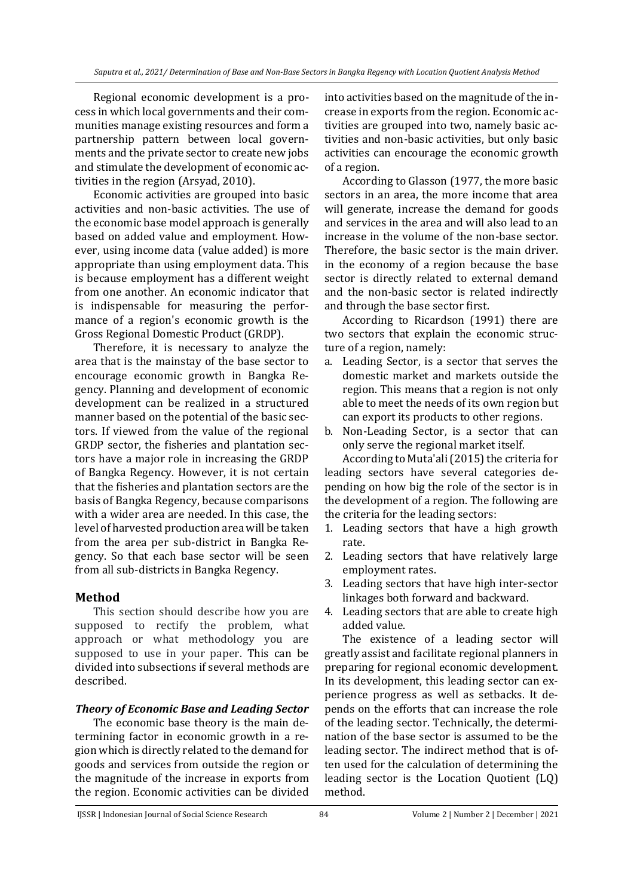Regional economic development is a process in which local governments and their communities manage existing resources and form a partnership pattern between local governments and the private sector to create new jobs and stimulate the development of economic activities in the region (Arsyad, 2010).

Economic activities are grouped into basic activities and non-basic activities. The use of the economic base model approach is generally based on added value and employment. However, using income data (value added) is more appropriate than using employment data. This is because employment has a different weight from one another. An economic indicator that is indispensable for measuring the performance of a region's economic growth is the Gross Regional Domestic Product (GRDP).

Therefore, it is necessary to analyze the area that is the mainstay of the base sector to encourage economic growth in Bangka Regency. Planning and development of economic development can be realized in a structured manner based on the potential of the basic sectors. If viewed from the value of the regional GRDP sector, the fisheries and plantation sectors have a major role in increasing the GRDP of Bangka Regency. However, it is not certain that the fisheries and plantation sectors are the basis of Bangka Regency, because comparisons with a wider area are needed. In this case, the level of harvested production area will be taken from the area per sub-district in Bangka Regency. So that each base sector will be seen from all sub-districts in Bangka Regency.

## Method

This section should describe how you are supposed to rectify the problem, what approach or what methodology you are supposed to use in your paper. This can be divided into subsections if several methods are described.

### *Theory of Economic Base and Leading Sector*

The economic base theory is the main determining factor in economic growth in a region which is directly related to the demand for goods and services from outside the region or the magnitude of the increase in exports from the region. Economic activities can be divided into activities based on the magnitude of the increase in exports from the region. Economic activities are grouped into two, namely basic activities and non-basic activities, but only basic activities can encourage the economic growth of a region.

According to Glasson (1977, the more basic sectors in an area, the more income that area will generate, increase the demand for goods and services in the area and will also lead to an increase in the volume of the non-base sector. Therefore, the basic sector is the main driver. in the economy of a region because the base sector is directly related to external demand and the non-basic sector is related indirectly and through the base sector first.

According to Ricardson (1991) there are two sectors that explain the economic structure of a region, namely:

a. Leading Sector, is a sector that serves the domestic market and markets outside the region. This means that a region is not only able to meet the needs of its own region but can export its products to other regions.
b. Non-Leading Sector, is a sector that can only serve the regional market itself.

According to Muta'ali (2015) the criteria for leading sectors have several categories depending on how big the role of the sector is in the development of a region. The following are the criteria for the leading sectors:

1. Leading sectors that have a high growth rate.
2. Leading sectors that have relatively large employment rates.
3. Leading sectors that have high inter-sector linkages both forward and backward.
4. Leading sectors that are able to create high added value.

The existence of a leading sector will greatly assist and facilitate regional planners in preparing for regional economic development. In its development, this leading sector can experience progress as well as setbacks. It depends on the efforts that can increase the role of the leading sector. Technically, the determination of the base sector is assumed to be the leading sector. The indirect method that is often used for the calculation of determining the leading sector is the Location Quotient (LQ) method.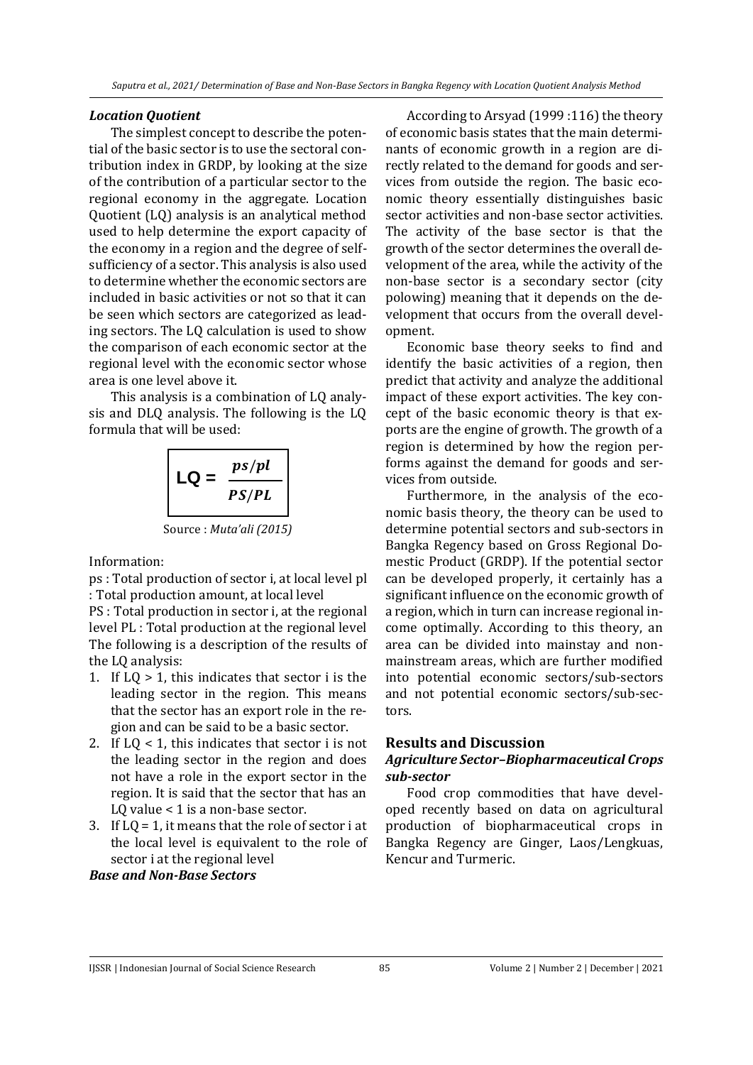### *Location Quotient*

The simplest concept to describe the potential of the basic sector is to use the sectoral contribution index in GRDP, by looking at the size of the contribution of a particular sector to the regional economy in the aggregate. Location Quotient (LQ) analysis is an analytical method used to help determine the export capacity of the economy in a region and the degree of self-sufficiency of a sector. This analysis is also used to determine whether the economic sectors are included in basic activities or not so that it can be seen which sectors are categorized as leading sectors. The LQ calculation is used to show the comparison of each economic sector at the regional level with the economic sector whose area is one level above it.

This analysis is a combination of LQ analysis and DLQ analysis. The following is the LQ formula that will be used:

$$\text{LQ} = \frac{ps/pl}{PS/PL}$$

Source : *Muta'ali (2015)*

Information:

ps : Total production of sector i, at local level pl : Total production amount, at local level

PS : Total production in sector i, at the regional level PL : Total production at the regional level The following is a description of the results of the LQ analysis:

1. If LQ > 1, this indicates that sector i is the leading sector in the region. This means that the sector has an export role in the region and can be said to be a basic sector.
2. If LQ < 1, this indicates that sector i is not the leading sector in the region and does not have a role in the export sector in the region. It is said that the sector that has an LQ value < 1 is a non-base sector.
3. If LQ = 1, it means that the role of sector i at the local level is equivalent to the role of sector i at the regional level

### *Base and Non-Base Sectors*

According to Arsyad (1999 :116) the theory of economic basis states that the main determinants of economic growth in a region are directly related to the demand for goods and services from outside the region. The basic economic theory essentially distinguishes basic sector activities and non-base sector activities. The activity of the base sector is that the growth of the sector determines the overall development of the area, while the activity of the non-base sector is a secondary sector (city polowing) meaning that it depends on the development that occurs from the overall development.

Economic base theory seeks to find and identify the basic activities of a region, then predict that activity and analyze the additional impact of these export activities. The key concept of the basic economic theory is that exports are the engine of growth. The growth of a region is determined by how the region performs against the demand for goods and services from outside.

Furthermore, in the analysis of the economic basis theory, the theory can be used to determine potential sectors and sub-sectors in Bangka Regency based on Gross Regional Domestic Product (GRDP). If the potential sector can be developed properly, it certainly has a significant influence on the economic growth of a region, which in turn can increase regional income optimally. According to this theory, an area can be divided into mainstay and non-mainstream areas, which are further modified into potential economic sectors/sub-sectors and not potential economic sectors/sub-sectors.

## Results and Discussion

### *Agriculture Sector–Biopharmaceutical Crops sub-sector*

Food crop commodities that have developed recently based on data on agricultural production of biopharmaceutical crops in Bangka Regency are Ginger, Laos/Lengkuas, Kencur and Turmeric.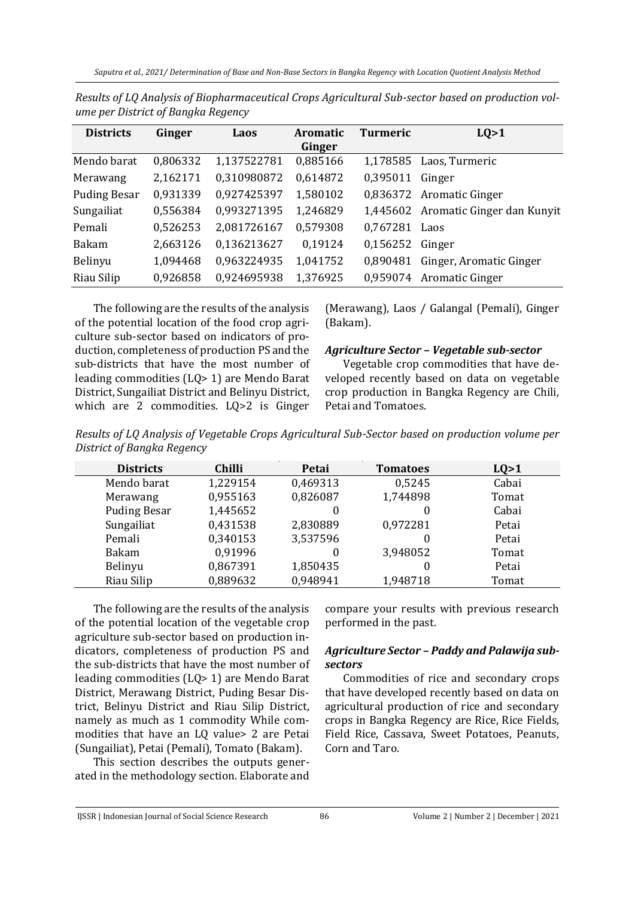*Results of LQ Analysis of Biopharmaceutical Crops Agricultural Sub-sector based on production volume per District of Bangka Regency*

| Districts | Ginger | Laos | Aromatic Ginger | Turmeric | LQ>1 |
|---|---|---|---|---|---|
| Mendo barat | 0,806332 | 1,137522781 | 0,885166 | 1,178585 | Laos, Turmeric |
| Merawang | 2,162171 | 0,310980872 | 0,614872 | 0,395011 | Ginger |
| Puding Besar | 0,931339 | 0,927425397 | 1,580102 | 0,836372 | Aromatic Ginger |
| Sungailiat | 0,556384 | 0,993271395 | 1,246829 | 1,445602 | Aromatic Ginger dan Kunyit |
| Pemali | 0,526253 | 2,081726167 | 0,579308 | 0,767281 | Laos |
| Bakam | 2,663126 | 0,136213627 | 0,19124 | 0,156252 | Ginger |
| Belinyu | 1,094468 | 0,963224935 | 1,041752 | 0,890481 | Ginger, Aromatic Ginger |
| Riau Silip | 0,926858 | 0,924695938 | 1,376925 | 0,959074 | Aromatic Ginger |

The following are the results of the analysis of the potential location of the food crop agriculture sub-sector based on indicators of production, completeness of production PS and the sub-districts that have the most number of leading commodities (LQ> 1) are Mendo Barat District, Sungailiat District and Belinyu District, which are 2 commodities. LQ>2 is Ginger (Merawang), Laos / Galangal (Pemali), Ginger (Bakam).

### *Agriculture Sector – Vegetable sub-sector*

Vegetable crop commodities that have developed recently based on data on vegetable crop production in Bangka Regency are Chili, Petai and Tomatoes.

*Results of LQ Analysis of Vegetable Crops Agricultural Sub-Sector based on production volume per District of Bangka Regency*

| Districts | Chilli | Petai | Tomatoes | LQ>1 |
|---|---|---|---|---|
| Mendo barat | 1,229154 | 0,469313 | 0,5245 | Cabai |
| Merawang | 0,955163 | 0,826087 | 1,744898 | Tomat |
| Puding Besar | 1,445652 | 0 | 0 | Cabai |
| Sungailiat | 0,431538 | 2,830889 | 0,972281 | Petai |
| Pemali | 0,340153 | 3,537596 | 0 | Petai |
| Bakam | 0,91996 | 0 | 3,948052 | Tomat |
| Belinyu | 0,867391 | 1,850435 | 0 | Petai |
| Riau Silip | 0,889632 | 0,948941 | 1,948718 | Tomat |

The following are the results of the analysis of the potential location of the vegetable crop agriculture sub-sector based on production indicators, completeness of production PS and the sub-districts that have the most number of leading commodities (LQ> 1) are Mendo Barat District, Merawang District, Puding Besar District, Belinyu District and Riau Silip District, namely as much as 1 commodity While commodities that have an LQ value> 2 are Petai (Sungailiat), Petai (Pemali), Tomato (Bakam).

This section describes the outputs generated in the methodology section. Elaborate and compare your results with previous research performed in the past.

### *Agriculture Sector – Paddy and Palawija sub-sectors*

Commodities of rice and secondary crops that have developed recently based on data on agricultural production of rice and secondary crops in Bangka Regency are Rice, Rice Fields, Field Rice, Cassava, Sweet Potatoes, Peanuts, Corn and Taro.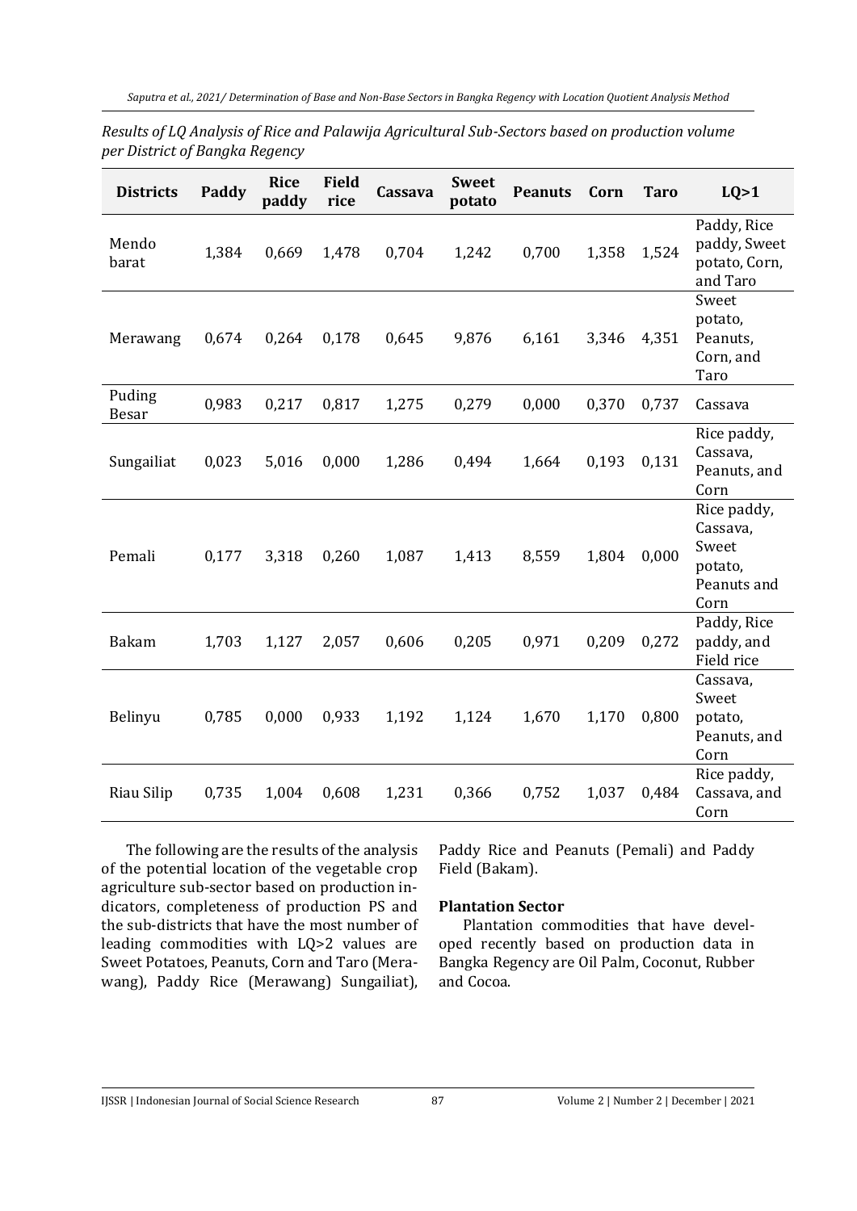*Results of LQ Analysis of Rice and Palawija Agricultural Sub-Sectors based on production volume per District of Bangka Regency*

| Districts | Paddy | Rice paddy | Field rice | Cassava | Sweet potato | Peanuts | Corn | Taro | LQ>1 |
|---|---|---|---|---|---|---|---|---|---|
| Mendo barat | 1,384 | 0,669 | 1,478 | 0,704 | 1,242 | 0,700 | 1,358 | 1,524 | Paddy, Rice paddy, Sweet potato, Corn, and Taro |
| Merawang | 0,674 | 0,264 | 0,178 | 0,645 | 9,876 | 6,161 | 3,346 | 4,351 | Sweet potato, Peanuts, Corn, and Taro |
| Puding Besar | 0,983 | 0,217 | 0,817 | 1,275 | 0,279 | 0,000 | 0,370 | 0,737 | Cassava |
| Sungailiat | 0,023 | 5,016 | 0,000 | 1,286 | 0,494 | 1,664 | 0,193 | 0,131 | Rice paddy, Cassava, Peanuts, and Corn |
| Pemali | 0,177 | 3,318 | 0,260 | 1,087 | 1,413 | 8,559 | 1,804 | 0,000 | Rice paddy, Cassava, Sweet potato, Peanuts and Corn |
| Bakam | 1,703 | 1,127 | 2,057 | 0,606 | 0,205 | 0,971 | 0,209 | 0,272 | Paddy, Rice paddy, and Field rice |
| Belinyu | 0,785 | 0,000 | 0,933 | 1,192 | 1,124 | 1,670 | 1,170 | 0,800 | Cassava, Sweet potato, Peanuts, and Corn |
| Riau Silip | 0,735 | 1,004 | 0,608 | 1,231 | 0,366 | 0,752 | 1,037 | 0,484 | Rice paddy, Cassava, and Corn |

The following are the results of the analysis of the potential location of the vegetable crop agriculture sub-sector based on production indicators, completeness of production PS and the sub-districts that have the most number of leading commodities with LQ>2 values are Sweet Potatoes, Peanuts, Corn and Taro (Merawang), Paddy Rice (Merawang) Sungailiat), Paddy Rice and Peanuts (Pemali) and Paddy Field (Bakam).

**Plantation Sector**

Plantation commodities that have developed recently based on production data in Bangka Regency are Oil Palm, Coconut, Rubber and Cocoa.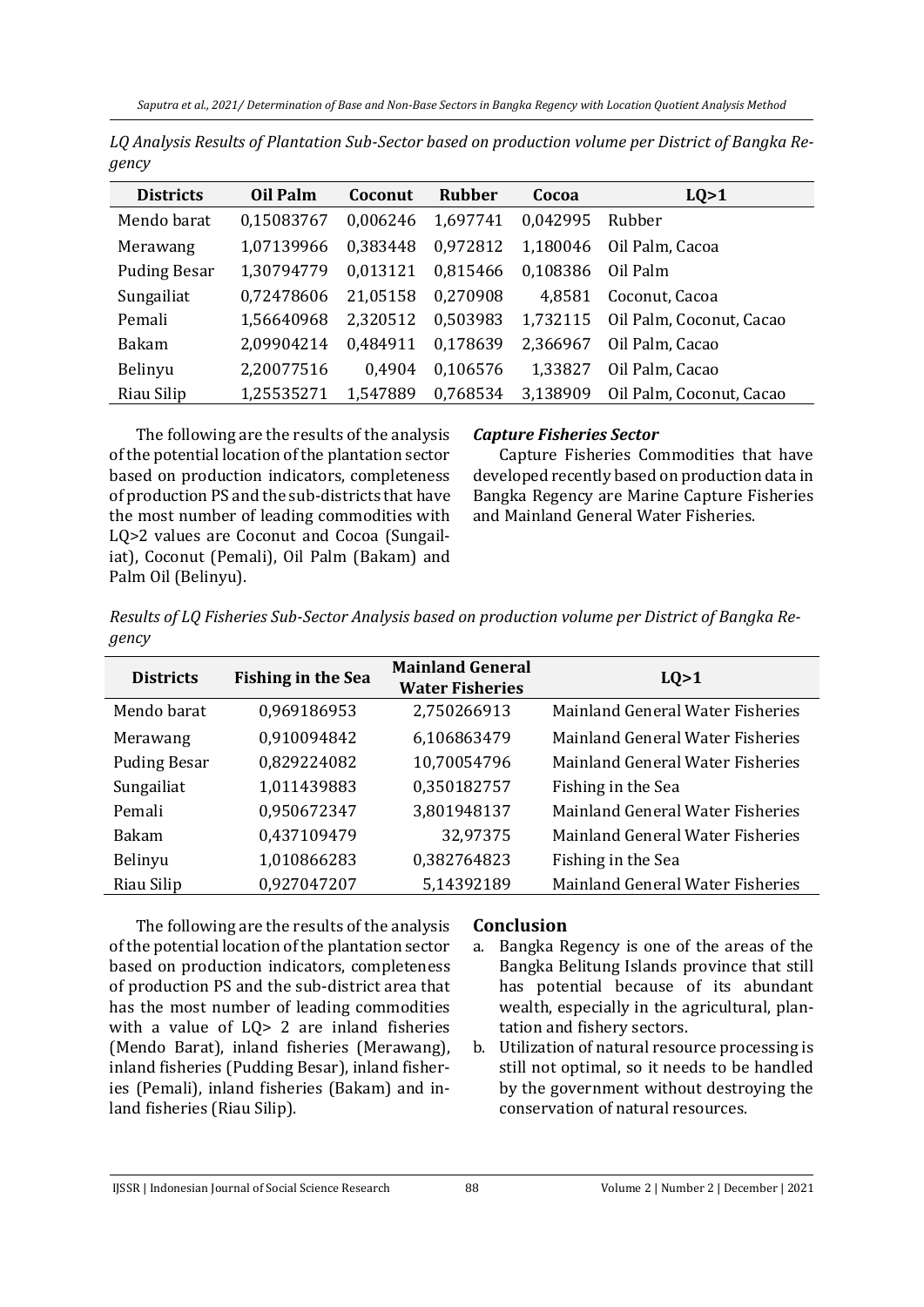*LQ Analysis Results of Plantation Sub-Sector based on production volume per District of Bangka Regency*

| Districts | Oil Palm | Coconut | Rubber | Cocoa | LQ>1 |
|---|---|---|---|---|---|
| Mendo barat | 0,15083767 | 0,006246 | 1,697741 | 0,042995 | Rubber |
| Merawang | 1,07139966 | 0,383448 | 0,972812 | 1,180046 | Oil Palm, Cacoa |
| Puding Besar | 1,30794779 | 0,013121 | 0,815466 | 0,108386 | Oil Palm |
| Sungailiat | 0,72478606 | 21,05158 | 0,270908 | 4,8581 | Coconut, Cacoa |
| Pemali | 1,56640968 | 2,320512 | 0,503983 | 1,732115 | Oil Palm, Coconut, Cacao |
| Bakam | 2,09904214 | 0,484911 | 0,178639 | 2,366967 | Oil Palm, Cacao |
| Belinyu | 2,20077516 | 0,4904 | 0,106576 | 1,33827 | Oil Palm, Cacao |
| Riau Silip | 1,25535271 | 1,547889 | 0,768534 | 3,138909 | Oil Palm, Coconut, Cacao |

The following are the results of the analysis of the potential location of the plantation sector based on production indicators, completeness of production PS and the sub-districts that have the most number of leading commodities with LQ>2 values are Coconut and Cocoa (Sungailiat), Coconut (Pemali), Oil Palm (Bakam) and Palm Oil (Belinyu).

***Capture Fisheries Sector***

Capture Fisheries Commodities that have developed recently based on production data in Bangka Regency are Marine Capture Fisheries and Mainland General Water Fisheries.

*Results of LQ Fisheries Sub-Sector Analysis based on production volume per District of Bangka Regency*

| Districts | Fishing in the Sea | Mainland General Water Fisheries | LQ>1 |
|---|---|---|---|
| Mendo barat | 0,969186953 | 2,750266913 | Mainland General Water Fisheries |
| Merawang | 0,910094842 | 6,106863479 | Mainland General Water Fisheries |
| Puding Besar | 0,829224082 | 10,70054796 | Mainland General Water Fisheries |
| Sungailiat | 1,011439883 | 0,350182757 | Fishing in the Sea |
| Pemali | 0,950672347 | 3,801948137 | Mainland General Water Fisheries |
| Bakam | 0,437109479 | 32,97375 | Mainland General Water Fisheries |
| Belinyu | 1,010866283 | 0,382764823 | Fishing in the Sea |
| Riau Silip | 0,927047207 | 5,14392189 | Mainland General Water Fisheries |

The following are the results of the analysis of the potential location of the plantation sector based on production indicators, completeness of production PS and the sub-district area that has the most number of leading commodities with a value of LQ> 2 are inland fisheries (Mendo Barat), inland fisheries (Merawang), inland fisheries (Pudding Besar), inland fisheries (Pemali), inland fisheries (Bakam) and inland fisheries (Riau Silip).

## Conclusion

a. Bangka Regency is one of the areas of the Bangka Belitung Islands province that still has potential because of its abundant wealth, especially in the agricultural, plantation and fishery sectors.

b. Utilization of natural resource processing is still not optimal, so it needs to be handled by the government without destroying the conservation of natural resources.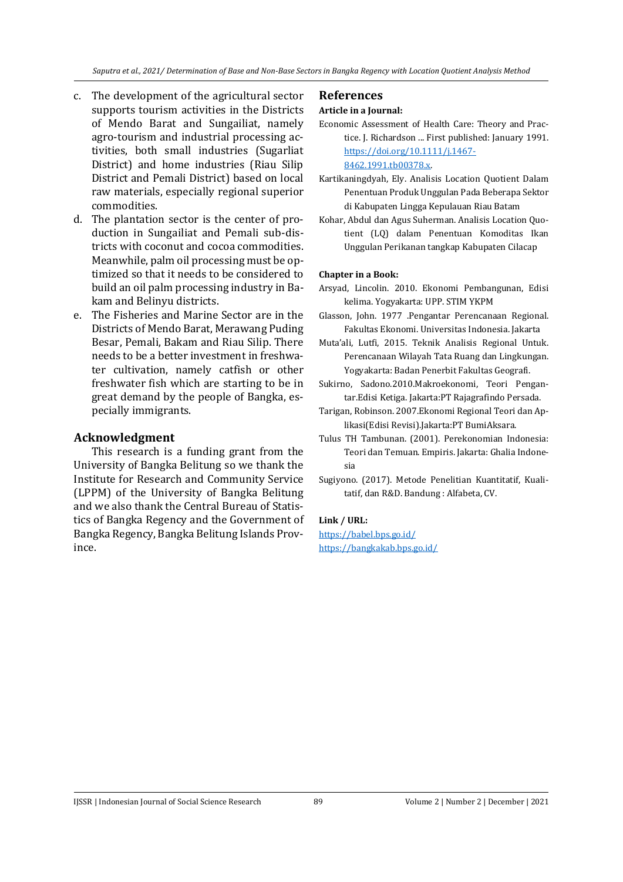c. The development of the agricultural sector supports tourism activities in the Districts of Mendo Barat and Sungailiat, namely agro-tourism and industrial processing activities, both small industries (Sugarliat District) and home industries (Riau Silip District and Pemali District) based on local raw materials, especially regional superior commodities.

d. The plantation sector is the center of production in Sungailiat and Pemali sub-districts with coconut and cocoa commodities. Meanwhile, palm oil processing must be optimized so that it needs to be considered to build an oil palm processing industry in Bakam and Belinyu districts.

e. The Fisheries and Marine Sector are in the Districts of Mendo Barat, Merawang Puding Besar, Pemali, Bakam and Riau Silip. There needs to be a better investment in freshwater cultivation, namely catfish or other freshwater fish which are starting to be in great demand by the people of Bangka, especially immigrants.

## Acknowledgment

This research is a funding grant from the University of Bangka Belitung so we thank the Institute for Research and Community Service (LPPM) of the University of Bangka Belitung and we also thank the Central Bureau of Statistics of Bangka Regency and the Government of Bangka Regency, Bangka Belitung Islands Province.

## References

**Article in a Journal:**

Economic Assessment of Health Care: Theory and Practice. J. Richardson ... First published: January 1991. https://doi.org/10.1111/j.1467-8462.1991.tb00378.x.

Kartikaningdyah, Ely. Analisis Location Quotient Dalam Penentuan Produk Unggulan Pada Beberapa Sektor di Kabupaten Lingga Kepulauan Riau Batam

Kohar, Abdul dan Agus Suherman. Analisis Location Quotient (LQ) dalam Penentuan Komoditas Ikan Unggulan Perikanan tangkap Kabupaten Cilacap

**Chapter in a Book:**

Arsyad, Lincolin. 2010. Ekonomi Pembangunan, Edisi kelima. Yogyakarta: UPP. STIM YKPM

Glasson, John. 1977 .Pengantar Perencanaan Regional. Fakultas Ekonomi. Universitas Indonesia. Jakarta

Muta'ali, Lutfi, 2015. Teknik Analisis Regional Untuk. Perencanaan Wilayah Tata Ruang dan Lingkungan. Yogyakarta: Badan Penerbit Fakultas Geografi.

Sukirno, Sadono.2010.Makroekonomi, Teori Pengantar.Edisi Ketiga. Jakarta:PT Rajagrafindo Persada.

Tarigan, Robinson. 2007.Ekonomi Regional Teori dan Aplikasi(Edisi Revisi).Jakarta:PT BumiAksara.

Tulus TH Tambunan. (2001). Perekonomian Indonesia: Teori dan Temuan. Empiris. Jakarta: Ghalia Indonesia

Sugiyono. (2017). Metode Penelitian Kuantitatif, Kualitatif, dan R&D. Bandung : Alfabeta, CV.

**Link / URL:**

https://babel.bps.go.id/
https://bangkakab.bps.go.id/